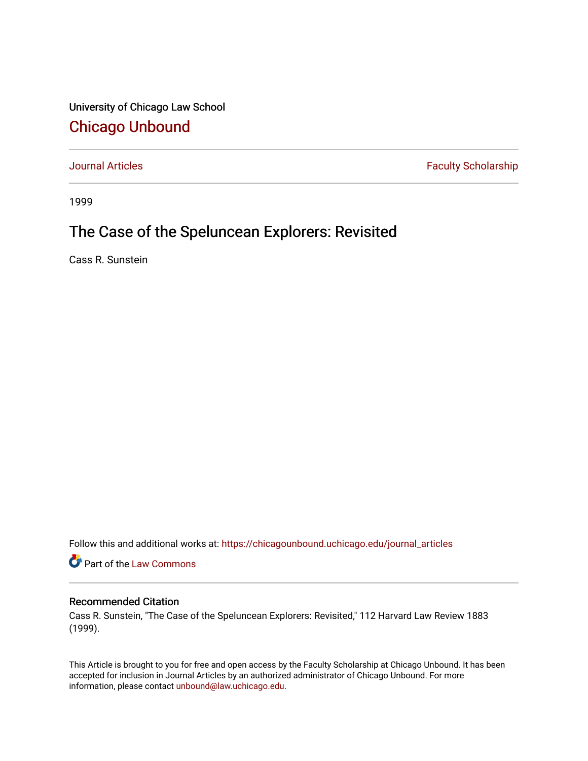University of Chicago Law School

# Chicago Unbound

Journal Articles | Faculty Scholarship

1999

## The Case of the Speluncean Explorers: Revisited

Cass R. Sunstein

Follow this and additional works at: https://chicagounbound.uchicago.edu/journal_articles

Part of the Law Commons

### Recommended Citation

Cass R. Sunstein, "The Case of the Speluncean Explorers: Revisited," 112 Harvard Law Review 1883 (1999).

This Article is brought to you for free and open access by the Faculty Scholarship at Chicago Unbound. It has been accepted for inclusion in Journal Articles by an authorized administrator of Chicago Unbound. For more information, please contact unbound@law.uchicago.edu.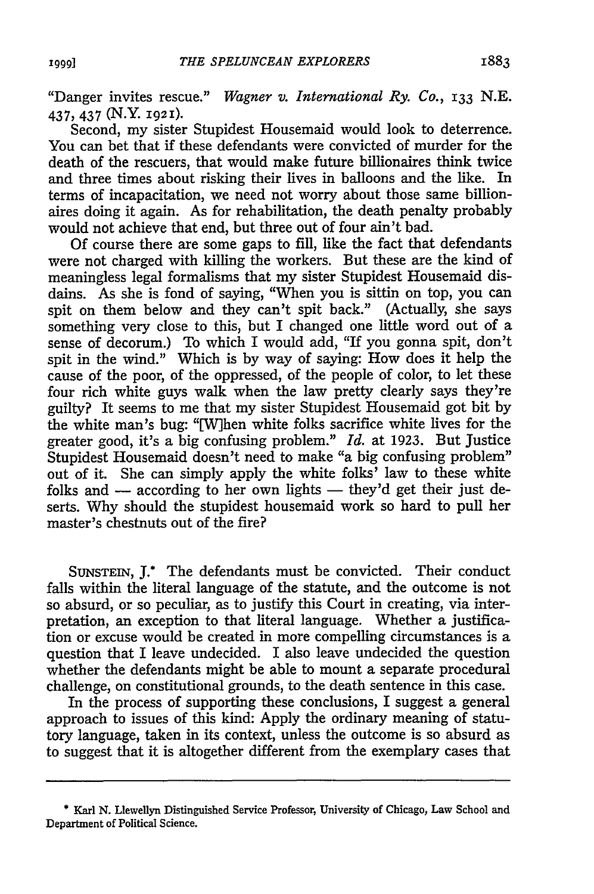"Danger invites rescue." *Wagner v. International Ry. Co.*, 133 N.E. 437, 437 (N.Y. 1921).

Second, my sister Stupidest Housemaid would look to deterrence. You can bet that if these defendants were convicted of murder for the death of the rescuers, that would make future billionaires think twice and three times about risking their lives in balloons and the like. In terms of incapacitation, we need not worry about those same billionaires doing it again. As for rehabilitation, the death penalty probably would not achieve that end, but three out of four ain't bad.

Of course there are some gaps to fill, like the fact that defendants were not charged with killing the workers. But these are the kind of meaningless legal formalisms that my sister Stupidest Housemaid disdains. As she is fond of saying, "When you is sittin on top, you can spit on them below and they can't spit back." (Actually, she says something very close to this, but I changed one little word out of a sense of decorum.) To which I would add, "If you gonna spit, don't spit in the wind." Which is by way of saying: How does it help the cause of the poor, of the oppressed, of the people of color, to let these four rich white guys walk when the law pretty clearly says they're guilty? It seems to me that my sister Stupidest Housemaid got bit by the white man's bug: "[W]hen white folks sacrifice white lives for the greater good, it's a big confusing problem." *Id.* at 1923. But Justice Stupidest Housemaid doesn't need to make "a big confusing problem" out of it. She can simply apply the white folks' law to these white folks and — according to her own lights — they'd get their just deserts. Why should the stupidest housemaid work so hard to pull her master's chestnuts out of the fire?

SUNSTEIN, J.* The defendants must be convicted. Their conduct falls within the literal language of the statute, and the outcome is not so absurd, or so peculiar, as to justify this Court in creating, via interpretation, an exception to that literal language. Whether a justification or excuse would be created in more compelling circumstances is a question that I leave undecided. I also leave undecided the question whether the defendants might be able to mount a separate procedural challenge, on constitutional grounds, to the death sentence in this case.

In the process of supporting these conclusions, I suggest a general approach to issues of this kind: Apply the ordinary meaning of statutory language, taken in its context, unless the outcome is so absurd as to suggest that it is altogether different from the exemplary cases that

---

\* Karl N. Llewellyn Distinguished Service Professor, University of Chicago, Law School and Department of Political Science.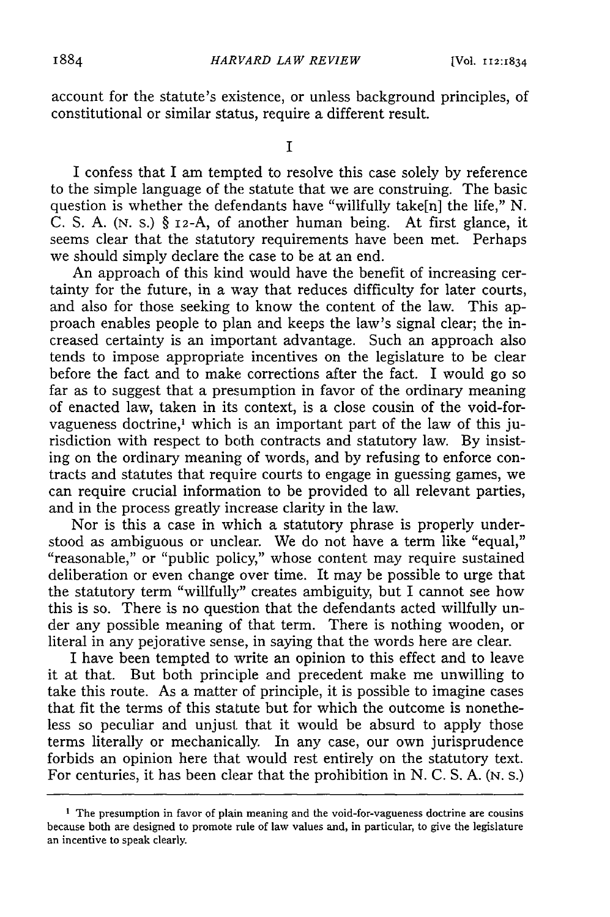account for the statute's existence, or unless background principles, of constitutional or similar status, require a different result.

## I

I confess that I am tempted to resolve this case solely by reference to the simple language of the statute that we are construing. The basic question is whether the defendants have "willfully take[n] the life," N. C. S. A. (N. S.) § 12-A, of another human being. At first glance, it seems clear that the statutory requirements have been met. Perhaps we should simply declare the case to be at an end.

An approach of this kind would have the benefit of increasing certainty for the future, in a way that reduces difficulty for later courts, and also for those seeking to know the content of the law. This approach enables people to plan and keeps the law's signal clear; the increased certainty is an important advantage. Such an approach also tends to impose appropriate incentives on the legislature to be clear before the fact and to make corrections after the fact. I would go so far as to suggest that a presumption in favor of the ordinary meaning of enacted law, taken in its context, is a close cousin of the void-for-vagueness doctrine,[1] which is an important part of the law of this jurisdiction with respect to both contracts and statutory law. By insisting on the ordinary meaning of words, and by refusing to enforce contracts and statutes that require courts to engage in guessing games, we can require crucial information to be provided to all relevant parties, and in the process greatly increase clarity in the law.

Nor is this a case in which a statutory phrase is properly understood as ambiguous or unclear. We do not have a term like "equal," "reasonable," or "public policy," whose content may require sustained deliberation or even change over time. It may be possible to urge that the statutory term "willfully" creates ambiguity, but I cannot see how this is so. There is no question that the defendants acted willfully under any possible meaning of that term. There is nothing wooden, or literal in any pejorative sense, in saying that the words here are clear.

I have been tempted to write an opinion to this effect and to leave it at that. But both principle and precedent make me unwilling to take this route. As a matter of principle, it is possible to imagine cases that fit the terms of this statute but for which the outcome is nonetheless so peculiar and unjust that it would be absurd to apply those terms literally or mechanically. In any case, our own jurisprudence forbids an opinion here that would rest entirely on the statutory text. For centuries, it has been clear that the prohibition in N. C. S. A. (N. S.)

[1] The presumption in favor of plain meaning and the void-for-vagueness doctrine are cousins because both are designed to promote rule of law values and, in particular, to give the legislature an incentive to speak clearly.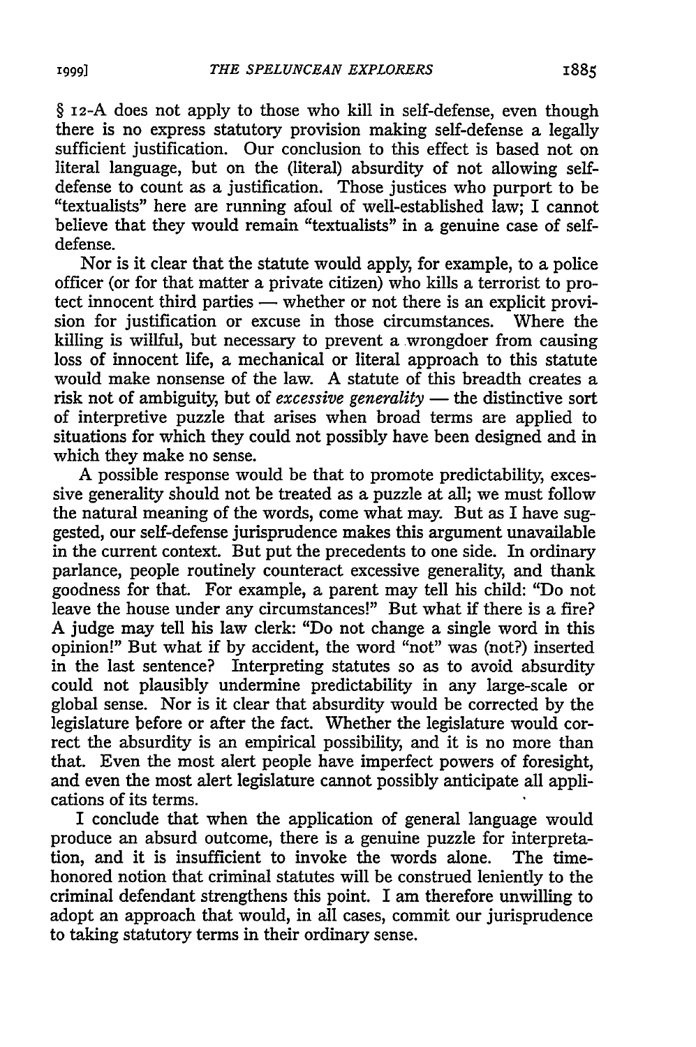§ 12-A does not apply to those who kill in self-defense, even though there is no express statutory provision making self-defense a legally sufficient justification. Our conclusion to this effect is based not on literal language, but on the (literal) absurdity of not allowing self-defense to count as a justification. Those justices who purport to be "textualists" here are running afoul of well-established law; I cannot believe that they would remain "textualists" in a genuine case of self-defense.

Nor is it clear that the statute would apply, for example, to a police officer (or for that matter a private citizen) who kills a terrorist to protect innocent third parties — whether or not there is an explicit provision for justification or excuse in those circumstances. Where the killing is willful, but necessary to prevent a wrongdoer from causing loss of innocent life, a mechanical or literal approach to this statute would make nonsense of the law. A statute of this breadth creates a risk not of ambiguity, but of *excessive generality* — the distinctive sort of interpretive puzzle that arises when broad terms are applied to situations for which they could not possibly have been designed and in which they make no sense.

A possible response would be that to promote predictability, excessive generality should not be treated as a puzzle at all; we must follow the natural meaning of the words, come what may. But as I have suggested, our self-defense jurisprudence makes this argument unavailable in the current context. But put the precedents to one side. In ordinary parlance, people routinely counteract excessive generality, and thank goodness for that. For example, a parent may tell his child: "Do not leave the house under any circumstances!" But what if there is a fire? A judge may tell his law clerk: "Do not change a single word in this opinion!" But what if by accident, the word "not" was (not?) inserted in the last sentence? Interpreting statutes so as to avoid absurdity could not plausibly undermine predictability in any large-scale or global sense. Nor is it clear that absurdity would be corrected by the legislature before or after the fact. Whether the legislature would correct the absurdity is an empirical possibility, and it is no more than that. Even the most alert people have imperfect powers of foresight, and even the most alert legislature cannot possibly anticipate all applications of its terms.

I conclude that when the application of general language would produce an absurd outcome, there is a genuine puzzle for interpretation, and it is insufficient to invoke the words alone. The time-honored notion that criminal statutes will be construed leniently to the criminal defendant strengthens this point. I am therefore unwilling to adopt an approach that would, in all cases, commit our jurisprudence to taking statutory terms in their ordinary sense.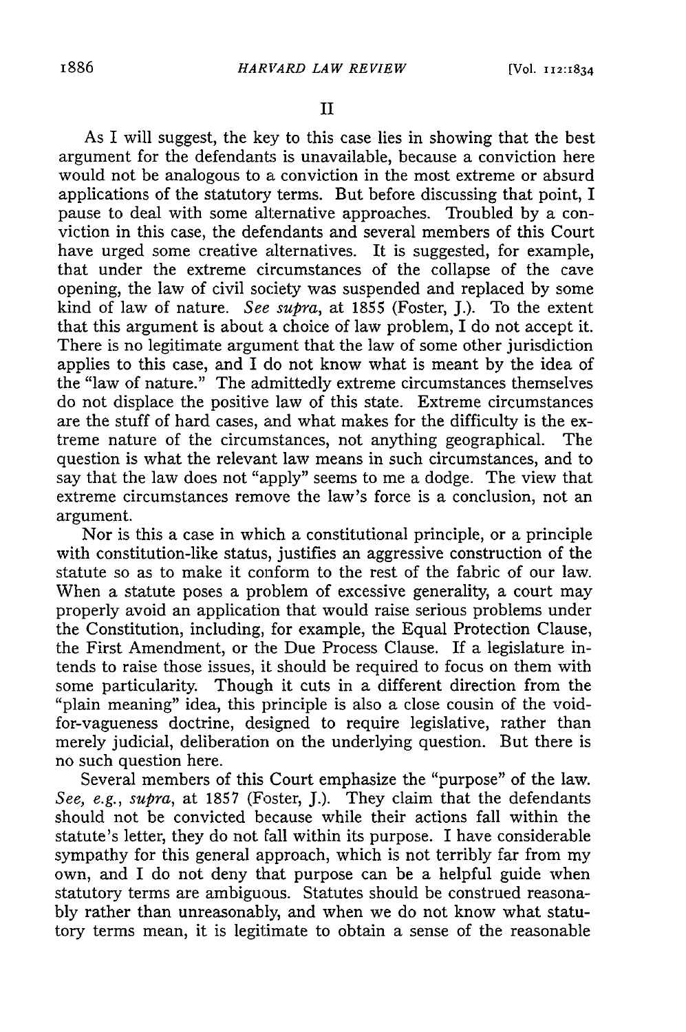## II

As I will suggest, the key to this case lies in showing that the best argument for the defendants is unavailable, because a conviction here would not be analogous to a conviction in the most extreme or absurd applications of the statutory terms. But before discussing that point, I pause to deal with some alternative approaches. Troubled by a conviction in this case, the defendants and several members of this Court have urged some creative alternatives. It is suggested, for example, that under the extreme circumstances of the collapse of the cave opening, the law of civil society was suspended and replaced by some kind of law of nature. *See supra*, at 1855 (Foster, J.). To the extent that this argument is about a choice of law problem, I do not accept it. There is no legitimate argument that the law of some other jurisdiction applies to this case, and I do not know what is meant by the idea of the "law of nature." The admittedly extreme circumstances themselves do not displace the positive law of this state. Extreme circumstances are the stuff of hard cases, and what makes for the difficulty is the extreme nature of the circumstances, not anything geographical. The question is what the relevant law means in such circumstances, and to say that the law does not "apply" seems to me a dodge. The view that extreme circumstances remove the law's force is a conclusion, not an argument.

Nor is this a case in which a constitutional principle, or a principle with constitution-like status, justifies an aggressive construction of the statute so as to make it conform to the rest of the fabric of our law. When a statute poses a problem of excessive generality, a court may properly avoid an application that would raise serious problems under the Constitution, including, for example, the Equal Protection Clause, the First Amendment, or the Due Process Clause. If a legislature intends to raise those issues, it should be required to focus on them with some particularity. Though it cuts in a different direction from the "plain meaning" idea, this principle is also a close cousin of the void-for-vagueness doctrine, designed to require legislative, rather than merely judicial, deliberation on the underlying question. But there is no such question here.

Several members of this Court emphasize the "purpose" of the law. *See, e.g., supra*, at 1857 (Foster, J.). They claim that the defendants should not be convicted because while their actions fall within the statute's letter, they do not fall within its purpose. I have considerable sympathy for this general approach, which is not terribly far from my own, and I do not deny that purpose can be a helpful guide when statutory terms are ambiguous. Statutes should be construed reasonably rather than unreasonably, and when we do not know what statutory terms mean, it is legitimate to obtain a sense of the reasonable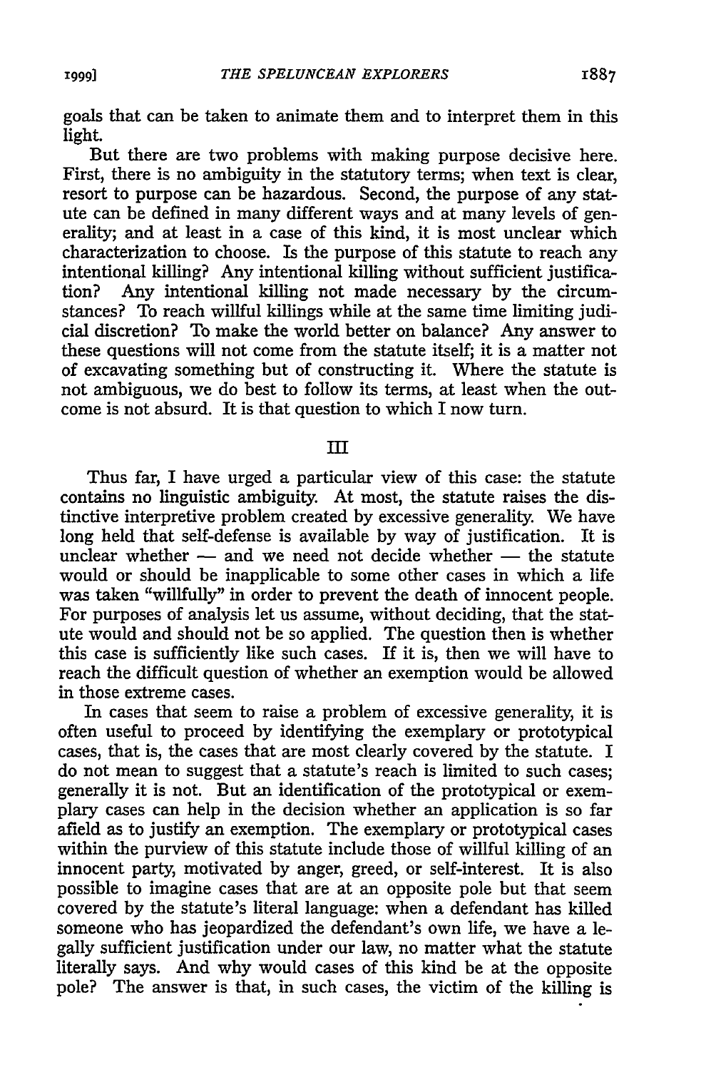goals that can be taken to animate them and to interpret them in this light.

But there are two problems with making purpose decisive here. First, there is no ambiguity in the statutory terms; when text is clear, resort to purpose can be hazardous. Second, the purpose of any statute can be defined in many different ways and at many levels of generality; and at least in a case of this kind, it is most unclear which characterization to choose. Is the purpose of this statute to reach any intentional killing? Any intentional killing without sufficient justification? Any intentional killing not made necessary by the circumstances? To reach willful killings while at the same time limiting judicial discretion? To make the world better on balance? Any answer to these questions will not come from the statute itself; it is a matter not of excavating something but of constructing it. Where the statute is not ambiguous, we do best to follow its terms, at least when the outcome is not absurd. It is that question to which I now turn.

## III

Thus far, I have urged a particular view of this case: the statute contains no linguistic ambiguity. At most, the statute raises the distinctive interpretive problem created by excessive generality. We have long held that self-defense is available by way of justification. It is unclear whether — and we need not decide whether — the statute would or should be inapplicable to some other cases in which a life was taken "willfully" in order to prevent the death of innocent people. For purposes of analysis let us assume, without deciding, that the statute would and should not be so applied. The question then is whether this case is sufficiently like such cases. If it is, then we will have to reach the difficult question of whether an exemption would be allowed in those extreme cases.

In cases that seem to raise a problem of excessive generality, it is often useful to proceed by identifying the exemplary or prototypical cases, that is, the cases that are most clearly covered by the statute. I do not mean to suggest that a statute's reach is limited to such cases; generally it is not. But an identification of the prototypical or exemplary cases can help in the decision whether an application is so far afield as to justify an exemption. The exemplary or prototypical cases within the purview of this statute include those of willful killing of an innocent party, motivated by anger, greed, or self-interest. It is also possible to imagine cases that are at an opposite pole but that seem covered by the statute's literal language: when a defendant has killed someone who has jeopardized the defendant's own life, we have a legally sufficient justification under our law, no matter what the statute literally says. And why would cases of this kind be at the opposite pole? The answer is that, in such cases, the victim of the killing is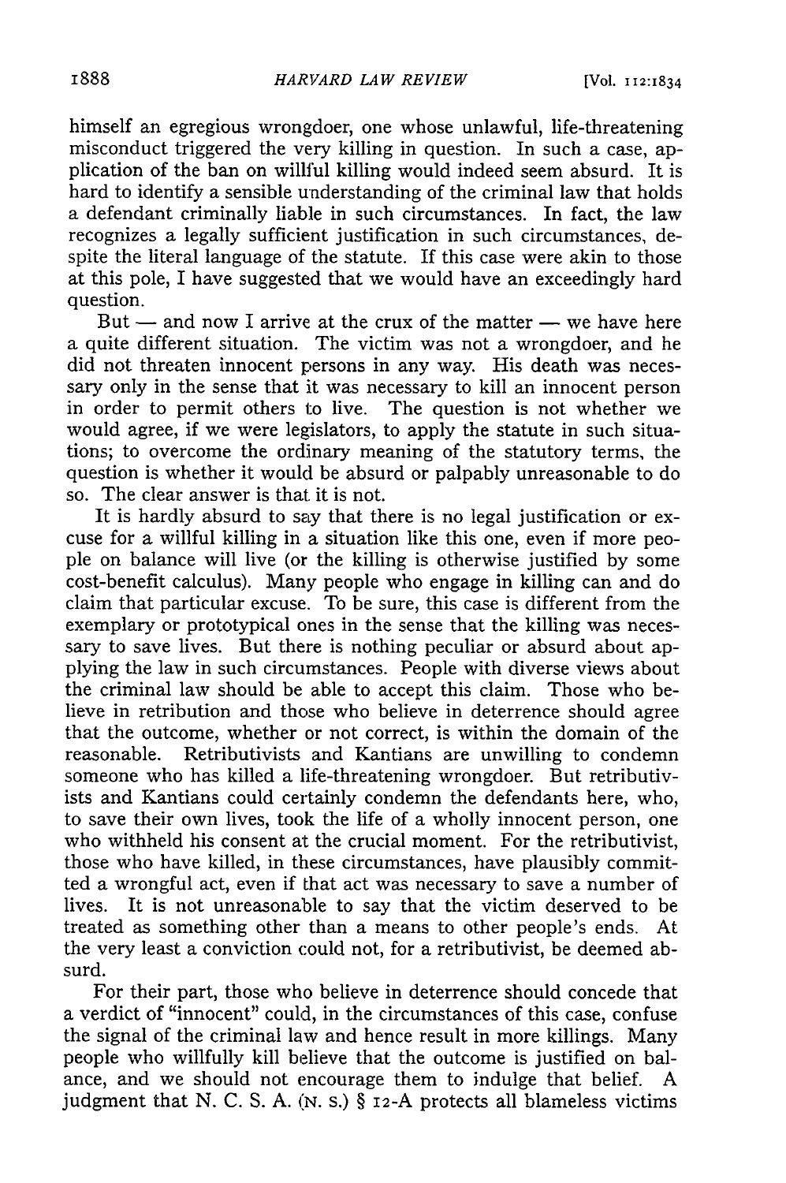himself an egregious wrongdoer, one whose unlawful, life-threatening misconduct triggered the very killing in question. In such a case, application of the ban on willful killing would indeed seem absurd. It is hard to identify a sensible understanding of the criminal law that holds a defendant criminally liable in such circumstances. In fact, the law recognizes a legally sufficient justification in such circumstances, despite the literal language of the statute. If this case were akin to those at this pole, I have suggested that we would have an exceedingly hard question.

But — and now I arrive at the crux of the matter — we have here a quite different situation. The victim was not a wrongdoer, and he did not threaten innocent persons in any way. His death was necessary only in the sense that it was necessary to kill an innocent person in order to permit others to live. The question is not whether we would agree, if we were legislators, to apply the statute in such situations; to overcome the ordinary meaning of the statutory terms, the question is whether it would be absurd or palpably unreasonable to do so. The clear answer is that it is not.

It is hardly absurd to say that there is no legal justification or excuse for a willful killing in a situation like this one, even if more people on balance will live (or the killing is otherwise justified by some cost-benefit calculus). Many people who engage in killing can and do claim that particular excuse. To be sure, this case is different from the exemplary or prototypical ones in the sense that the killing was necessary to save lives. But there is nothing peculiar or absurd about applying the law in such circumstances. People with diverse views about the criminal law should be able to accept this claim. Those who believe in retribution and those who believe in deterrence should agree that the outcome, whether or not correct, is within the domain of the reasonable. Retributivists and Kantians are unwilling to condemn someone who has killed a life-threatening wrongdoer. But retributivists and Kantians could certainly condemn the defendants here, who, to save their own lives, took the life of a wholly innocent person, one who withheld his consent at the crucial moment. For the retributivist, those who have killed, in these circumstances, have plausibly committed a wrongful act, even if that act was necessary to save a number of lives. It is not unreasonable to say that the victim deserved to be treated as something other than a means to other people's ends. At the very least a conviction could not, for a retributivist, be deemed absurd.

For their part, those who believe in deterrence should concede that a verdict of "innocent" could, in the circumstances of this case, confuse the signal of the criminal law and hence result in more killings. Many people who willfully kill believe that the outcome is justified on balance, and we should not encourage them to indulge that belief. A judgment that N. C. S. A. (N. S.) § 12-A protects all blameless victims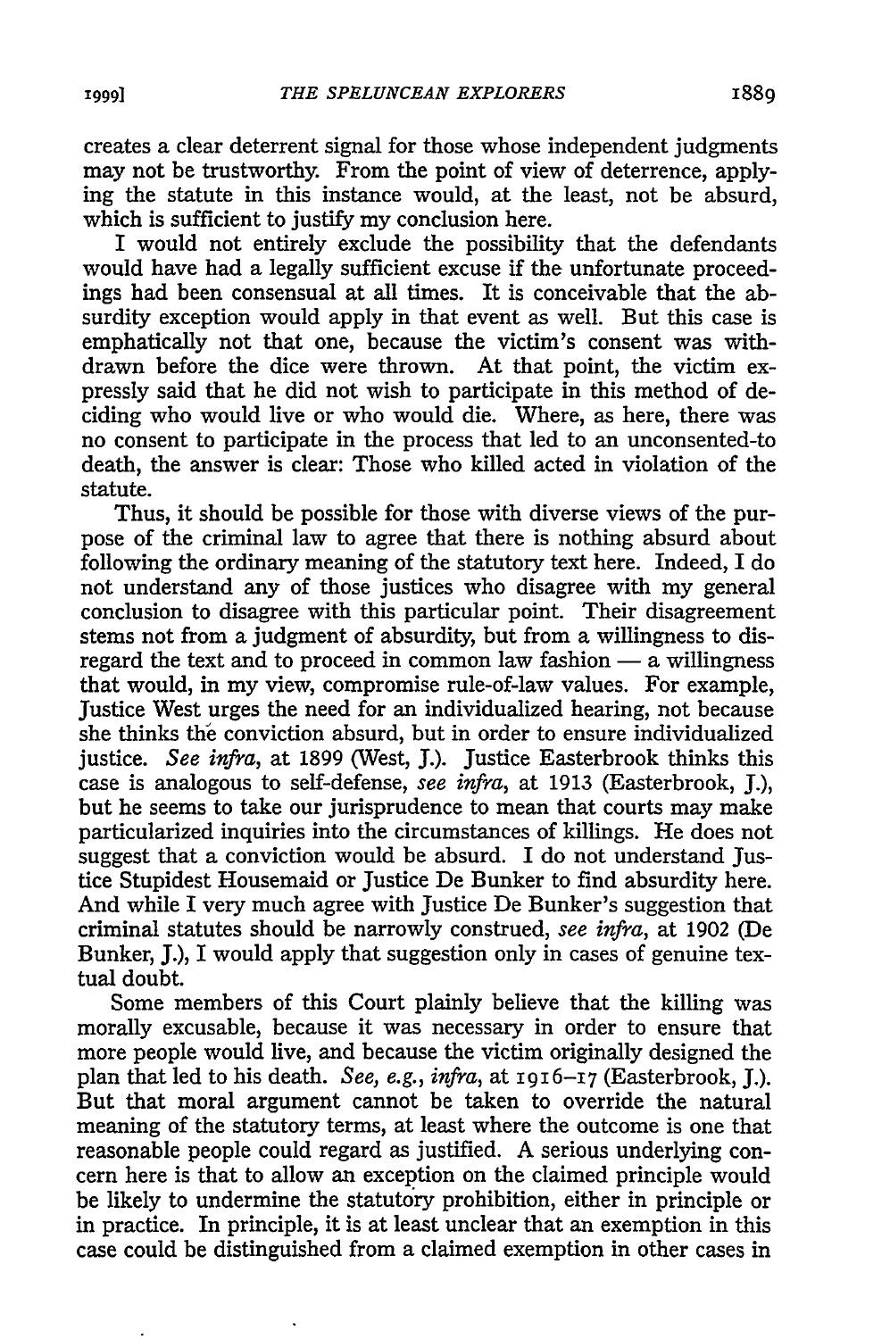creates a clear deterrent signal for those whose independent judgments may not be trustworthy. From the point of view of deterrence, applying the statute in this instance would, at the least, not be absurd, which is sufficient to justify my conclusion here.

I would not entirely exclude the possibility that the defendants would have had a legally sufficient excuse if the unfortunate proceedings had been consensual at all times. It is conceivable that the absurdity exception would apply in that event as well. But this case is emphatically not that one, because the victim's consent was withdrawn before the dice were thrown. At that point, the victim expressly said that he did not wish to participate in this method of deciding who would live or who would die. Where, as here, there was no consent to participate in the process that led to an unconsented-to death, the answer is clear: Those who killed acted in violation of the statute.

Thus, it should be possible for those with diverse views of the purpose of the criminal law to agree that there is nothing absurd about following the ordinary meaning of the statutory text here. Indeed, I do not understand any of those justices who disagree with my general conclusion to disagree with this particular point. Their disagreement stems not from a judgment of absurdity, but from a willingness to disregard the text and to proceed in common law fashion — a willingness that would, in my view, compromise rule-of-law values. For example, Justice West urges the need for an individualized hearing, not because she thinks the conviction absurd, but in order to ensure individualized justice. *See infra*, at 1899 (West, J.). Justice Easterbrook thinks this case is analogous to self-defense, *see infra*, at 1913 (Easterbrook, J.), but he seems to take our jurisprudence to mean that courts may make particularized inquiries into the circumstances of killings. He does not suggest that a conviction would be absurd. I do not understand Justice Stupidest Housemaid or Justice De Bunker to find absurdity here. And while I very much agree with Justice De Bunker's suggestion that criminal statutes should be narrowly construed, *see infra*, at 1902 (De Bunker, J.), I would apply that suggestion only in cases of genuine textual doubt.

Some members of this Court plainly believe that the killing was morally excusable, because it was necessary in order to ensure that more people would live, and because the victim originally designed the plan that led to his death. *See, e.g., infra*, at 1916–17 (Easterbrook, J.). But that moral argument cannot be taken to override the natural meaning of the statutory terms, at least where the outcome is one that reasonable people could regard as justified. A serious underlying concern here is that to allow an exception on the claimed principle would be likely to undermine the statutory prohibition, either in principle or in practice. In principle, it is at least unclear that an exemption in this case could be distinguished from a claimed exemption in other cases in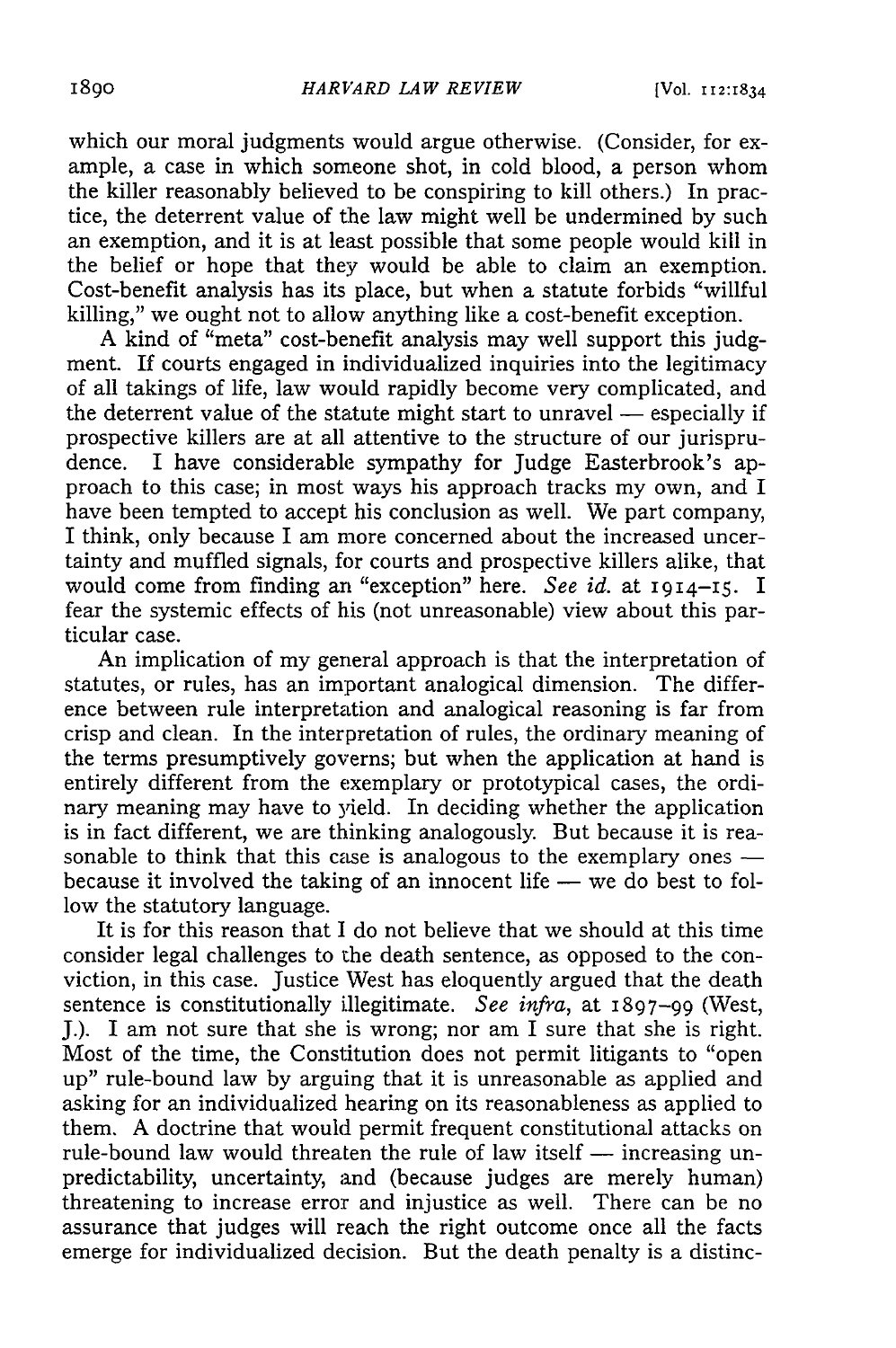which our moral judgments would argue otherwise. (Consider, for example, a case in which someone shot, in cold blood, a person whom the killer reasonably believed to be conspiring to kill others.) In practice, the deterrent value of the law might well be undermined by such an exemption, and it is at least possible that some people would kill in the belief or hope that they would be able to claim an exemption. Cost-benefit analysis has its place, but when a statute forbids "willful killing," we ought not to allow anything like a cost-benefit exception.

A kind of "meta" cost-benefit analysis may well support this judgment. If courts engaged in individualized inquiries into the legitimacy of all takings of life, law would rapidly become very complicated, and the deterrent value of the statute might start to unravel — especially if prospective killers are at all attentive to the structure of our jurisprudence. I have considerable sympathy for Judge Easterbrook's approach to this case; in most ways his approach tracks my own, and I have been tempted to accept his conclusion as well. We part company, I think, only because I am more concerned about the increased uncertainty and muffled signals, for courts and prospective killers alike, that would come from finding an "exception" here. *See id.* at 1914–15. I fear the systemic effects of his (not unreasonable) view about this particular case.

An implication of my general approach is that the interpretation of statutes, or rules, has an important analogical dimension. The difference between rule interpretation and analogical reasoning is far from crisp and clean. In the interpretation of rules, the ordinary meaning of the terms presumptively governs; but when the application at hand is entirely different from the exemplary or prototypical cases, the ordinary meaning may have to yield. In deciding whether the application is in fact different, we are thinking analogously. But because it is reasonable to think that this case is analogous to the exemplary ones — because it involved the taking of an innocent life — we do best to follow the statutory language.

It is for this reason that I do not believe that we should at this time consider legal challenges to the death sentence, as opposed to the conviction, in this case. Justice West has eloquently argued that the death sentence is constitutionally illegitimate. *See infra*, at 1897–99 (West, J.). I am not sure that she is wrong; nor am I sure that she is right. Most of the time, the Constitution does not permit litigants to "open up" rule-bound law by arguing that it is unreasonable as applied and asking for an individualized hearing on its reasonableness as applied to them. A doctrine that would permit frequent constitutional attacks on rule-bound law would threaten the rule of law itself — increasing unpredictability, uncertainty, and (because judges are merely human) threatening to increase error and injustice as well. There can be no assurance that judges will reach the right outcome once all the facts emerge for individualized decision. But the death penalty is a distinc-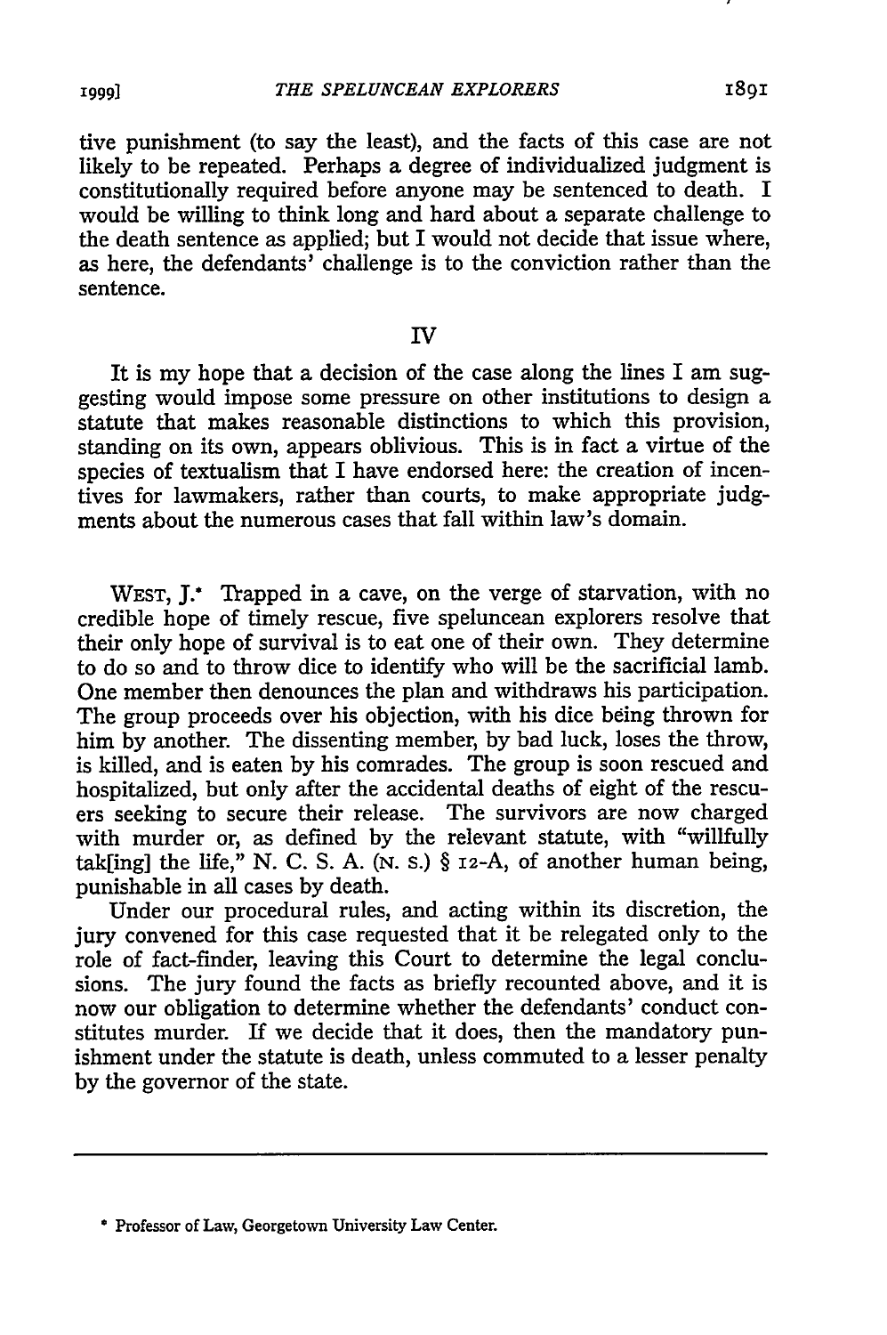tive punishment (to say the least), and the facts of this case are not likely to be repeated. Perhaps a degree of individualized judgment is constitutionally required before anyone may be sentenced to death. I would be willing to think long and hard about a separate challenge to the death sentence as applied; but I would not decide that issue where, as here, the defendants' challenge is to the conviction rather than the sentence.

## IV

It is my hope that a decision of the case along the lines I am suggesting would impose some pressure on other institutions to design a statute that makes reasonable distinctions to which this provision, standing on its own, appears oblivious. This is in fact a virtue of the species of textualism that I have endorsed here: the creation of incentives for lawmakers, rather than courts, to make appropriate judgments about the numerous cases that fall within law's domain.

WEST, J.* Trapped in a cave, on the verge of starvation, with no credible hope of timely rescue, five spelunean explorers resolve that their only hope of survival is to eat one of their own. They determine to do so and to throw dice to identify who will be the sacrificial lamb. One member then denounces the plan and withdraws his participation. The group proceeds over his objection, with his dice being thrown for him by another. The dissenting member, by bad luck, loses the throw, is killed, and is eaten by his comrades. The group is soon rescued and hospitalized, but only after the accidental deaths of eight of the rescuers seeking to secure their release. The survivors are now charged with murder or, as defined by the relevant statute, with "willfully tak[ing] the life," N. C. S. A. (N. S.) § 12-A, of another human being, punishable in all cases by death.

Under our procedural rules, and acting within its discretion, the jury convened for this case requested that it be relegated only to the role of fact-finder, leaving this Court to determine the legal conclusions. The jury found the facts as briefly recounted above, and it is now our obligation to determine whether the defendants' conduct constitutes murder. If we decide that it does, then the mandatory punishment under the statute is death, unless commuted to a lesser penalty by the governor of the state.

---

* Professor of Law, Georgetown University Law Center.